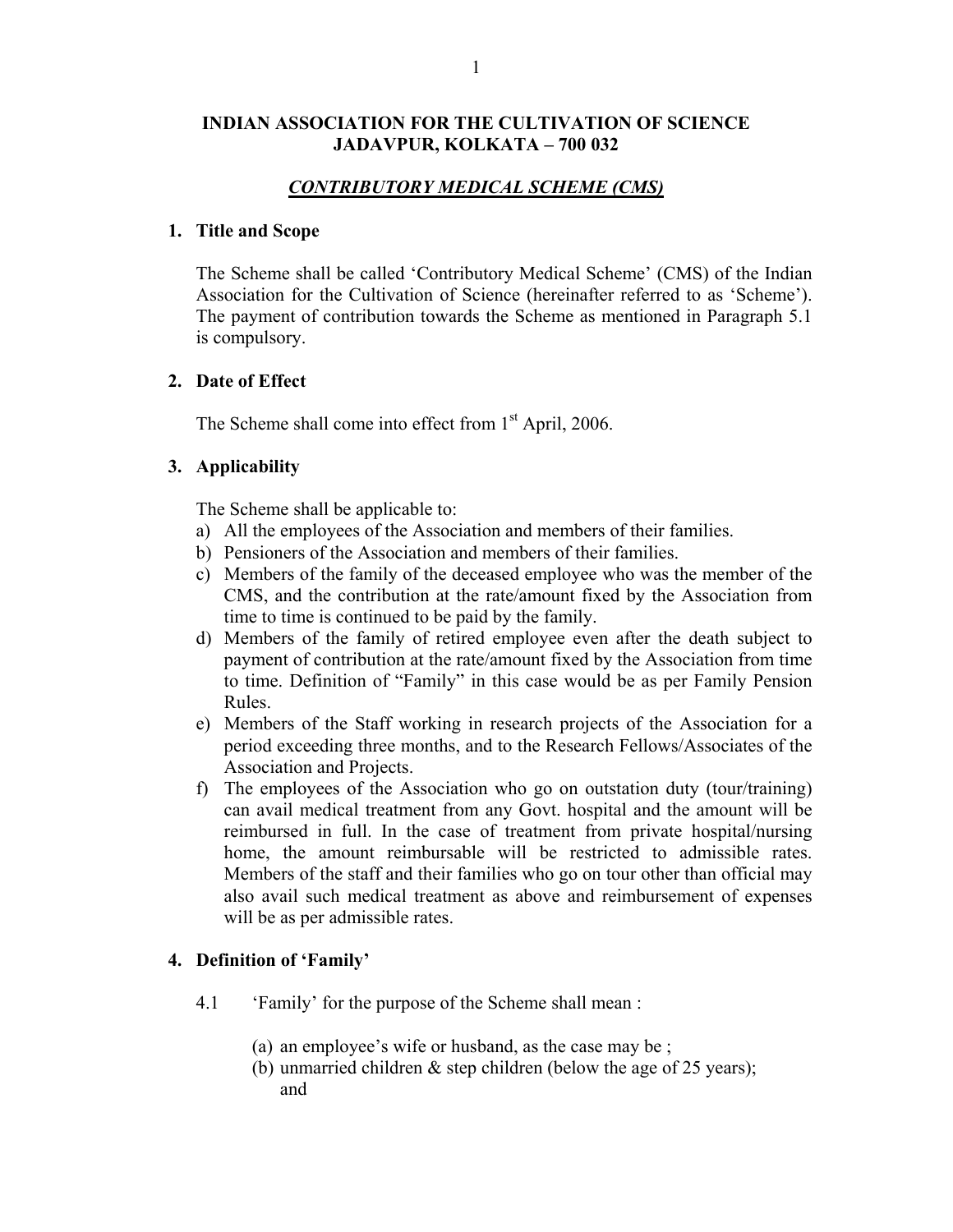# INDIAN ASSOCIATION FOR THE CULTIVATION OF SCIENCE
## JADAVPUR, KOLKATA – 700 032

## ***CONTRIBUTORY MEDICAL SCHEME (CMS)***

### 1. Title and Scope

The Scheme shall be called 'Contributory Medical Scheme' (CMS) of the Indian Association for the Cultivation of Science (hereinafter referred to as 'Scheme'). The payment of contribution towards the Scheme as mentioned in Paragraph 5.1 is compulsory.

### 2. Date of Effect

The Scheme shall come into effect from 1st April, 2006.

### 3. Applicability

The Scheme shall be applicable to:

a) All the employees of the Association and members of their families.
b) Pensioners of the Association and members of their families.
c) Members of the family of the deceased employee who was the member of the CMS, and the contribution at the rate/amount fixed by the Association from time to time is continued to be paid by the family.
d) Members of the family of retired employee even after the death subject to payment of contribution at the rate/amount fixed by the Association from time to time. Definition of "Family" in this case would be as per Family Pension Rules.
e) Members of the Staff working in research projects of the Association for a period exceeding three months, and to the Research Fellows/Associates of the Association and Projects.
f) The employees of the Association who go on outstation duty (tour/training) can avail medical treatment from any Govt. hospital and the amount will be reimbursed in full. In the case of treatment from private hospital/nursing home, the amount reimbursable will be restricted to admissible rates. Members of the staff and their families who go on tour other than official may also avail such medical treatment as above and reimbursement of expenses will be as per admissible rates.

### 4. Definition of 'Family'

4.1 'Family' for the purpose of the Scheme shall mean :

(a) an employee's wife or husband, as the case may be ;
(b) unmarried children & step children (below the age of 25 years); and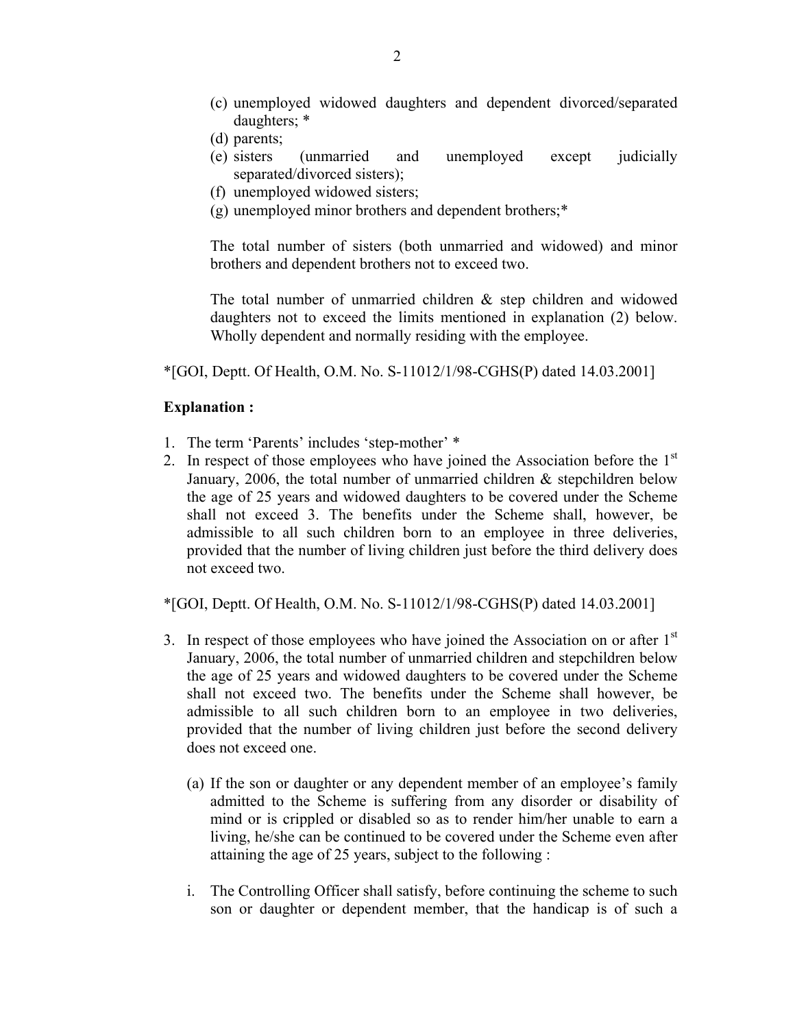(c) unemployed widowed daughters and dependent divorced/separated daughters; *
(d) parents;
(e) sisters (unmarried and unemployed except judicially separated/divorced sisters);
(f) unemployed widowed sisters;
(g) unemployed minor brothers and dependent brothers;*

The total number of sisters (both unmarried and widowed) and minor brothers and dependent brothers not to exceed two.

The total number of unmarried children & step children and widowed daughters not to exceed the limits mentioned in explanation (2) below. Wholly dependent and normally residing with the employee.

*[GOI, Deptt. Of Health, O.M. No. S-11012/1/98-CGHS(P) dated 14.03.2001]

**Explanation :**

1. The term 'Parents' includes 'step-mother' *
2. In respect of those employees who have joined the Association before the 1st January, 2006, the total number of unmarried children & stepchildren below the age of 25 years and widowed daughters to be covered under the Scheme shall not exceed 3. The benefits under the Scheme shall, however, be admissible to all such children born to an employee in three deliveries, provided that the number of living children just before the third delivery does not exceed two.

*[GOI, Deptt. Of Health, O.M. No. S-11012/1/98-CGHS(P) dated 14.03.2001]

3. In respect of those employees who have joined the Association on or after 1st January, 2006, the total number of unmarried children and stepchildren below the age of 25 years and widowed daughters to be covered under the Scheme shall not exceed two. The benefits under the Scheme shall however, be admissible to all such children born to an employee in two deliveries, provided that the number of living children just before the second delivery does not exceed one.

   (a) If the son or daughter or any dependent member of an employee's family admitted to the Scheme is suffering from any disorder or disability of mind or is crippled or disabled so as to render him/her unable to earn a living, he/she can be continued to be covered under the Scheme even after attaining the age of 25 years, subject to the following :

   i. The Controlling Officer shall satisfy, before continuing the scheme to such son or daughter or dependent member, that the handicap is of such a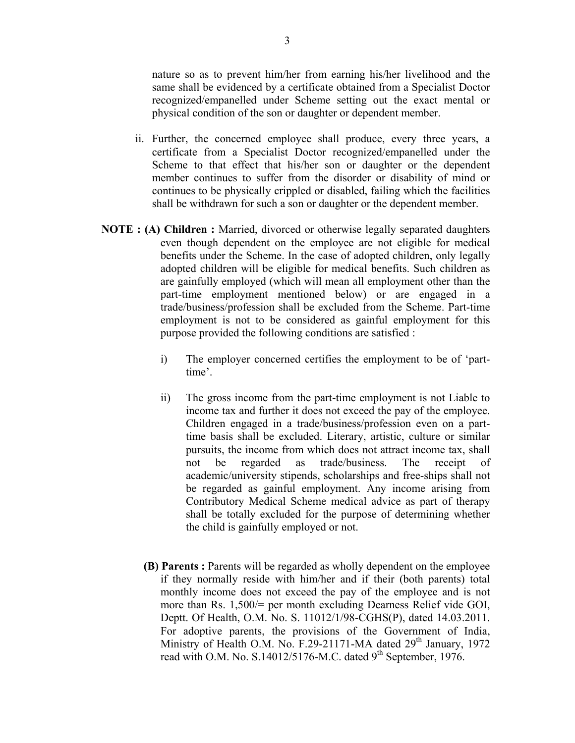nature so as to prevent him/her from earning his/her livelihood and the same shall be evidenced by a certificate obtained from a Specialist Doctor recognized/empanelled under Scheme setting out the exact mental or physical condition of the son or daughter or dependent member.

ii. Further, the concerned employee shall produce, every three years, a certificate from a Specialist Doctor recognized/empanelled under the Scheme to that effect that his/her son or daughter or the dependent member continues to suffer from the disorder or disability of mind or continues to be physically crippled or disabled, failing which the facilities shall be withdrawn for such a son or daughter or the dependent member.

**NOTE : (A) Children :** Married, divorced or otherwise legally separated daughters even though dependent on the employee are not eligible for medical benefits under the Scheme. In the case of adopted children, only legally adopted children will be eligible for medical benefits. Such children as are gainfully employed (which will mean all employment other than the part-time employment mentioned below) or are engaged in a trade/business/profession shall be excluded from the Scheme. Part-time employment is not to be considered as gainful employment for this purpose provided the following conditions are satisfied :

i) The employer concerned certifies the employment to be of 'part-time'.

ii) The gross income from the part-time employment is not Liable to income tax and further it does not exceed the pay of the employee. Children engaged in a trade/business/profession even on a part-time basis shall be excluded. Literary, artistic, culture or similar pursuits, the income from which does not attract income tax, shall not be regarded as trade/business. The receipt of academic/university stipends, scholarships and free-ships shall not be regarded as gainful employment. Any income arising from Contributory Medical Scheme medical advice as part of therapy shall be totally excluded for the purpose of determining whether the child is gainfully employed or not.

**(B) Parents :** Parents will be regarded as wholly dependent on the employee if they normally reside with him/her and if their (both parents) total monthly income does not exceed the pay of the employee and is not more than Rs. 1,500/= per month excluding Dearness Relief vide GOI, Deptt. Of Health, O.M. No. S. 11012/1/98-CGHS(P), dated 14.03.2011. For adoptive parents, the provisions of the Government of India, Ministry of Health O.M. No. F.29-21171-MA dated 29th January, 1972 read with O.M. No. S.14012/5176-M.C. dated 9th September, 1976.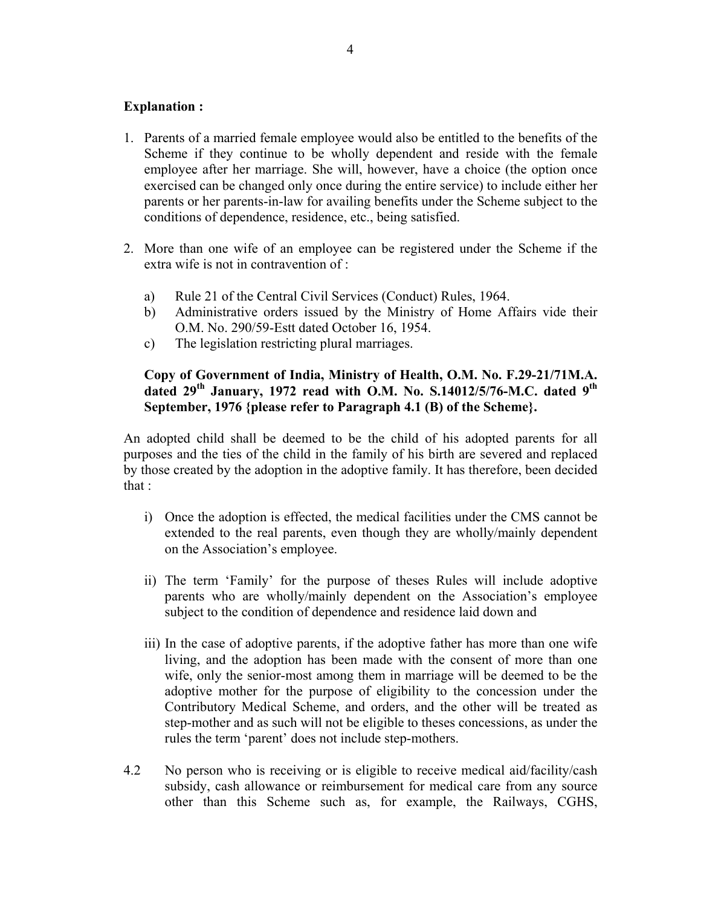**Explanation :**

1. Parents of a married female employee would also be entitled to the benefits of the Scheme if they continue to be wholly dependent and reside with the female employee after her marriage. She will, however, have a choice (the option once exercised can be changed only once during the entire service) to include either her parents or her parents-in-law for availing benefits under the Scheme subject to the conditions of dependence, residence, etc., being satisfied.

2. More than one wife of an employee can be registered under the Scheme if the extra wife is not in contravention of :

   a) Rule 21 of the Central Civil Services (Conduct) Rules, 1964.
   b) Administrative orders issued by the Ministry of Home Affairs vide their O.M. No. 290/59-Estt dated October 16, 1954.
   c) The legislation restricting plural marriages.

**Copy of Government of India, Ministry of Health, O.M. No. F.29-21/71M.A. dated 29th January, 1972 read with O.M. No. S.14012/5/76-M.C. dated 9th September, 1976 {please refer to Paragraph 4.1 (B) of the Scheme}.**

An adopted child shall be deemed to be the child of his adopted parents for all purposes and the ties of the child in the family of his birth are severed and replaced by those created by the adoption in the adoptive family. It has therefore, been decided that :

i) Once the adoption is effected, the medical facilities under the CMS cannot be extended to the real parents, even though they are wholly/mainly dependent on the Association's employee.

ii) The term 'Family' for the purpose of theses Rules will include adoptive parents who are wholly/mainly dependent on the Association's employee subject to the condition of dependence and residence laid down and

iii) In the case of adoptive parents, if the adoptive father has more than one wife living, and the adoption has been made with the consent of more than one wife, only the senior-most among them in marriage will be deemed to be the adoptive mother for the purpose of eligibility to the concession under the Contributory Medical Scheme, and orders, and the other will be treated as step-mother and as such will not be eligible to theses concessions, as under the rules the term 'parent' does not include step-mothers.

4.2 No person who is receiving or is eligible to receive medical aid/facility/cash subsidy, cash allowance or reimbursement for medical care from any source other than this Scheme such as, for example, the Railways, CGHS,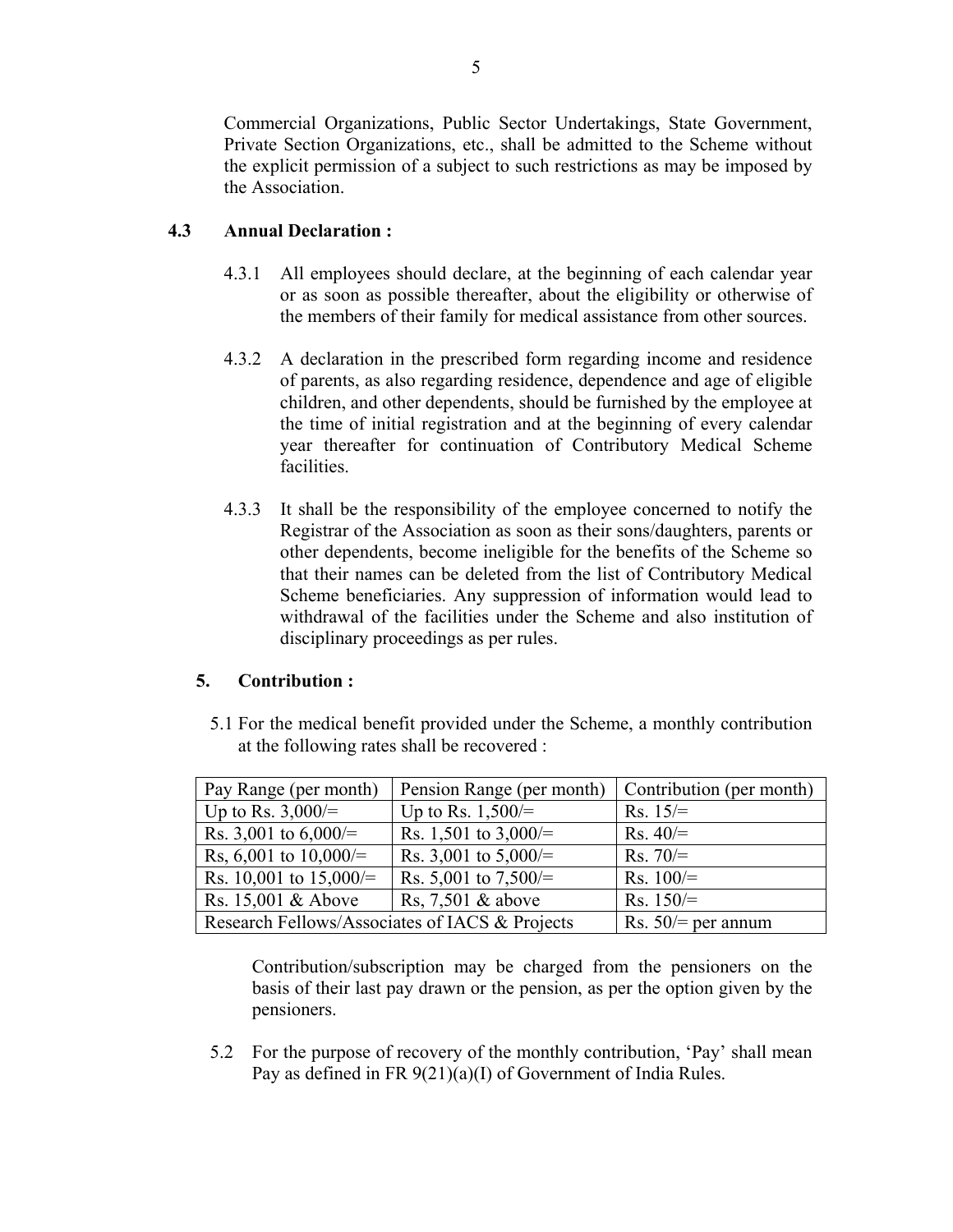Commercial Organizations, Public Sector Undertakings, State Government, Private Section Organizations, etc., shall be admitted to the Scheme without the explicit permission of a subject to such restrictions as may be imposed by the Association.

**4.3 Annual Declaration :**

4.3.1 All employees should declare, at the beginning of each calendar year or as soon as possible thereafter, about the eligibility or otherwise of the members of their family for medical assistance from other sources.

4.3.2 A declaration in the prescribed form regarding income and residence of parents, as also regarding residence, dependence and age of eligible children, and other dependents, should be furnished by the employee at the time of initial registration and at the beginning of every calendar year thereafter for continuation of Contributory Medical Scheme facilities.

4.3.3 It shall be the responsibility of the employee concerned to notify the Registrar of the Association as soon as their sons/daughters, parents or other dependents, become ineligible for the benefits of the Scheme so that their names can be deleted from the list of Contributory Medical Scheme beneficiaries. Any suppression of information would lead to withdrawal of the facilities under the Scheme and also institution of disciplinary proceedings as per rules.

**5. Contribution :**

5.1 For the medical benefit provided under the Scheme, a monthly contribution at the following rates shall be recovered :

| Pay Range (per month) | Pension Range (per month) | Contribution (per month) |
|---|---|---|
| Up to Rs. 3,000/= | Up to Rs. 1,500/= | Rs. 15/= |
| Rs. 3,001 to 6,000/= | Rs. 1,501 to 3,000/= | Rs. 40/= |
| Rs, 6,001 to 10,000/= | Rs. 3,001 to 5,000/= | Rs. 70/= |
| Rs. 10,001 to 15,000/= | Rs. 5,001 to 7,500/= | Rs. 100/= |
| Rs. 15,001 & Above | Rs, 7,501 & above | Rs. 150/= |
| Research Fellows/Associates of IACS & Projects | | Rs. 50/= per annum |

Contribution/subscription may be charged from the pensioners on the basis of their last pay drawn or the pension, as per the option given by the pensioners.

5.2 For the purpose of recovery of the monthly contribution, 'Pay' shall mean Pay as defined in FR 9(21)(a)(I) of Government of India Rules.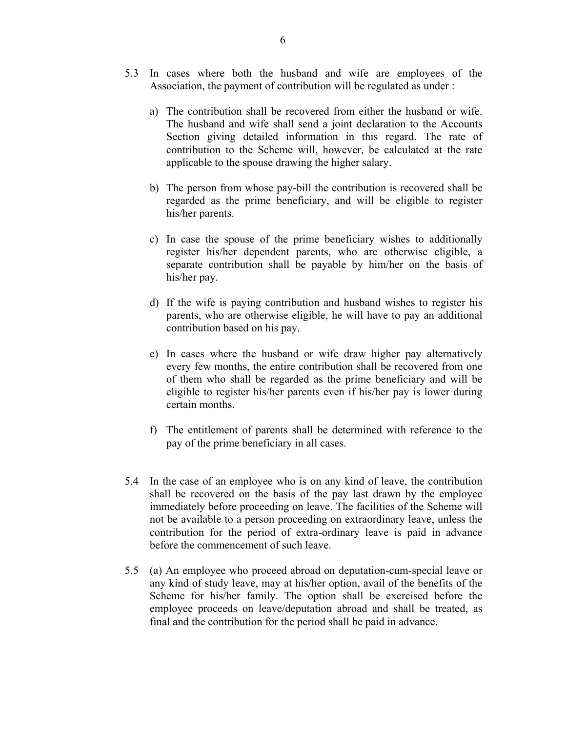5.3 In cases where both the husband and wife are employees of the Association, the payment of contribution will be regulated as under :

   a) The contribution shall be recovered from either the husband or wife. The husband and wife shall send a joint declaration to the Accounts Section giving detailed information in this regard. The rate of contribution to the Scheme will, however, be calculated at the rate applicable to the spouse drawing the higher salary.

   b) The person from whose pay-bill the contribution is recovered shall be regarded as the prime beneficiary, and will be eligible to register his/her parents.

   c) In case the spouse of the prime beneficiary wishes to additionally register his/her dependent parents, who are otherwise eligible, a separate contribution shall be payable by him/her on the basis of his/her pay.

   d) If the wife is paying contribution and husband wishes to register his parents, who are otherwise eligible, he will have to pay an additional contribution based on his pay.

   e) In cases where the husband or wife draw higher pay alternatively every few months, the entire contribution shall be recovered from one of them who shall be regarded as the prime beneficiary and will be eligible to register his/her parents even if his/her pay is lower during certain months.

   f) The entitlement of parents shall be determined with reference to the pay of the prime beneficiary in all cases.

5.4 In the case of an employee who is on any kind of leave, the contribution shall be recovered on the basis of the pay last drawn by the employee immediately before proceeding on leave. The facilities of the Scheme will not be available to a person proceeding on extraordinary leave, unless the contribution for the period of extra-ordinary leave is paid in advance before the commencement of such leave.

5.5 (a) An employee who proceed abroad on deputation-cum-special leave or any kind of study leave, may at his/her option, avail of the benefits of the Scheme for his/her family. The option shall be exercised before the employee proceeds on leave/deputation abroad and shall be treated, as final and the contribution for the period shall be paid in advance.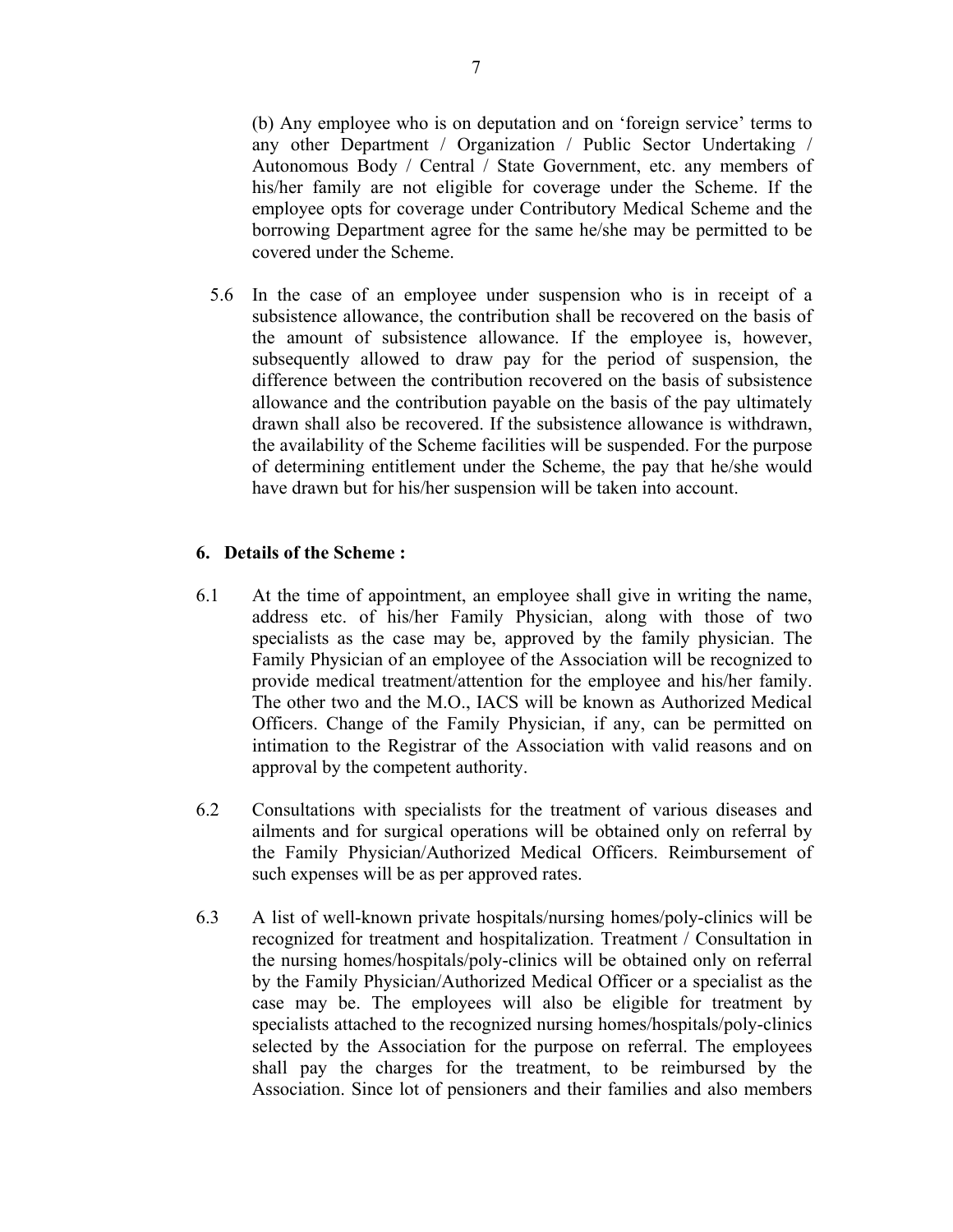(b) Any employee who is on deputation and on 'foreign service' terms to any other Department / Organization / Public Sector Undertaking / Autonomous Body / Central / State Government, etc. any members of his/her family are not eligible for coverage under the Scheme. If the employee opts for coverage under Contributory Medical Scheme and the borrowing Department agree for the same he/she may be permitted to be covered under the Scheme.

5.6 In the case of an employee under suspension who is in receipt of a subsistence allowance, the contribution shall be recovered on the basis of the amount of subsistence allowance. If the employee is, however, subsequently allowed to draw pay for the period of suspension, the difference between the contribution recovered on the basis of subsistence allowance and the contribution payable on the basis of the pay ultimately drawn shall also be recovered. If the subsistence allowance is withdrawn, the availability of the Scheme facilities will be suspended. For the purpose of determining entitlement under the Scheme, the pay that he/she would have drawn but for his/her suspension will be taken into account.

## 6. Details of the Scheme :

6.1 At the time of appointment, an employee shall give in writing the name, address etc. of his/her Family Physician, along with those of two specialists as the case may be, approved by the family physician. The Family Physician of an employee of the Association will be recognized to provide medical treatment/attention for the employee and his/her family. The other two and the M.O., IACS will be known as Authorized Medical Officers. Change of the Family Physician, if any, can be permitted on intimation to the Registrar of the Association with valid reasons and on approval by the competent authority.

6.2 Consultations with specialists for the treatment of various diseases and ailments and for surgical operations will be obtained only on referral by the Family Physician/Authorized Medical Officers. Reimbursement of such expenses will be as per approved rates.

6.3 A list of well-known private hospitals/nursing homes/poly-clinics will be recognized for treatment and hospitalization. Treatment / Consultation in the nursing homes/hospitals/poly-clinics will be obtained only on referral by the Family Physician/Authorized Medical Officer or a specialist as the case may be. The employees will also be eligible for treatment by specialists attached to the recognized nursing homes/hospitals/poly-clinics selected by the Association for the purpose on referral. The employees shall pay the charges for the treatment, to be reimbursed by the Association. Since lot of pensioners and their families and also members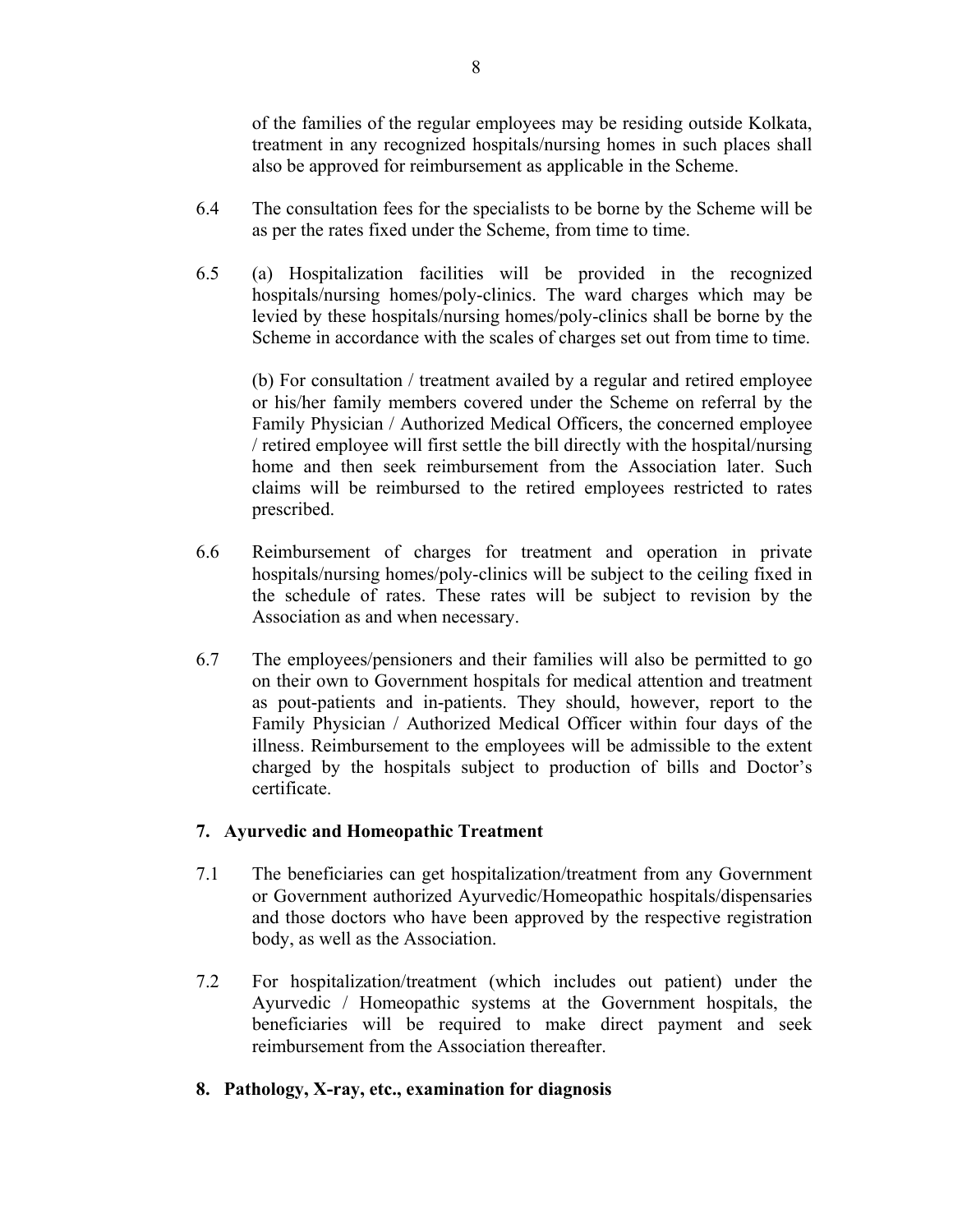of the families of the regular employees may be residing outside Kolkata, treatment in any recognized hospitals/nursing homes in such places shall also be approved for reimbursement as applicable in the Scheme.

6.4 The consultation fees for the specialists to be borne by the Scheme will be as per the rates fixed under the Scheme, from time to time.

6.5 (a) Hospitalization facilities will be provided in the recognized hospitals/nursing homes/poly-clinics. The ward charges which may be levied by these hospitals/nursing homes/poly-clinics shall be borne by the Scheme in accordance with the scales of charges set out from time to time.

(b) For consultation / treatment availed by a regular and retired employee or his/her family members covered under the Scheme on referral by the Family Physician / Authorized Medical Officers, the concerned employee / retired employee will first settle the bill directly with the hospital/nursing home and then seek reimbursement from the Association later. Such claims will be reimbursed to the retired employees restricted to rates prescribed.

6.6 Reimbursement of charges for treatment and operation in private hospitals/nursing homes/poly-clinics will be subject to the ceiling fixed in the schedule of rates. These rates will be subject to revision by the Association as and when necessary.

6.7 The employees/pensioners and their families will also be permitted to go on their own to Government hospitals for medical attention and treatment as pout-patients and in-patients. They should, however, report to the Family Physician / Authorized Medical Officer within four days of the illness. Reimbursement to the employees will be admissible to the extent charged by the hospitals subject to production of bills and Doctor's certificate.

## 7. Ayurvedic and Homeopathic Treatment

7.1 The beneficiaries can get hospitalization/treatment from any Government or Government authorized Ayurvedic/Homeopathic hospitals/dispensaries and those doctors who have been approved by the respective registration body, as well as the Association.

7.2 For hospitalization/treatment (which includes out patient) under the Ayurvedic / Homeopathic systems at the Government hospitals, the beneficiaries will be required to make direct payment and seek reimbursement from the Association thereafter.

## 8. Pathology, X-ray, etc., examination for diagnosis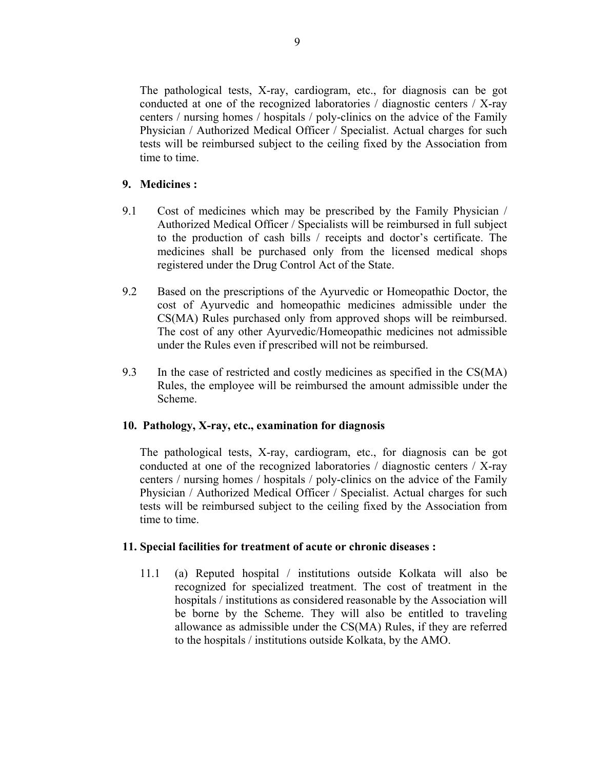The pathological tests, X-ray, cardiogram, etc., for diagnosis can be got conducted at one of the recognized laboratories / diagnostic centers / X-ray centers / nursing homes / hospitals / poly-clinics on the advice of the Family Physician / Authorized Medical Officer / Specialist. Actual charges for such tests will be reimbursed subject to the ceiling fixed by the Association from time to time.

**9. Medicines :**

9.1 Cost of medicines which may be prescribed by the Family Physician / Authorized Medical Officer / Specialists will be reimbursed in full subject to the production of cash bills / receipts and doctor's certificate. The medicines shall be purchased only from the licensed medical shops registered under the Drug Control Act of the State.

9.2 Based on the prescriptions of the Ayurvedic or Homeopathic Doctor, the cost of Ayurvedic and homeopathic medicines admissible under the CS(MA) Rules purchased only from approved shops will be reimbursed. The cost of any other Ayurvedic/Homeopathic medicines not admissible under the Rules even if prescribed will not be reimbursed.

9.3 In the case of restricted and costly medicines as specified in the CS(MA) Rules, the employee will be reimbursed the amount admissible under the Scheme.

**10. Pathology, X-ray, etc., examination for diagnosis**

The pathological tests, X-ray, cardiogram, etc., for diagnosis can be got conducted at one of the recognized laboratories / diagnostic centers / X-ray centers / nursing homes / hospitals / poly-clinics on the advice of the Family Physician / Authorized Medical Officer / Specialist. Actual charges for such tests will be reimbursed subject to the ceiling fixed by the Association from time to time.

**11. Special facilities for treatment of acute or chronic diseases :**

11.1 (a) Reputed hospital / institutions outside Kolkata will also be recognized for specialized treatment. The cost of treatment in the hospitals / institutions as considered reasonable by the Association will be borne by the Scheme. They will also be entitled to traveling allowance as admissible under the CS(MA) Rules, if they are referred to the hospitals / institutions outside Kolkata, by the AMO.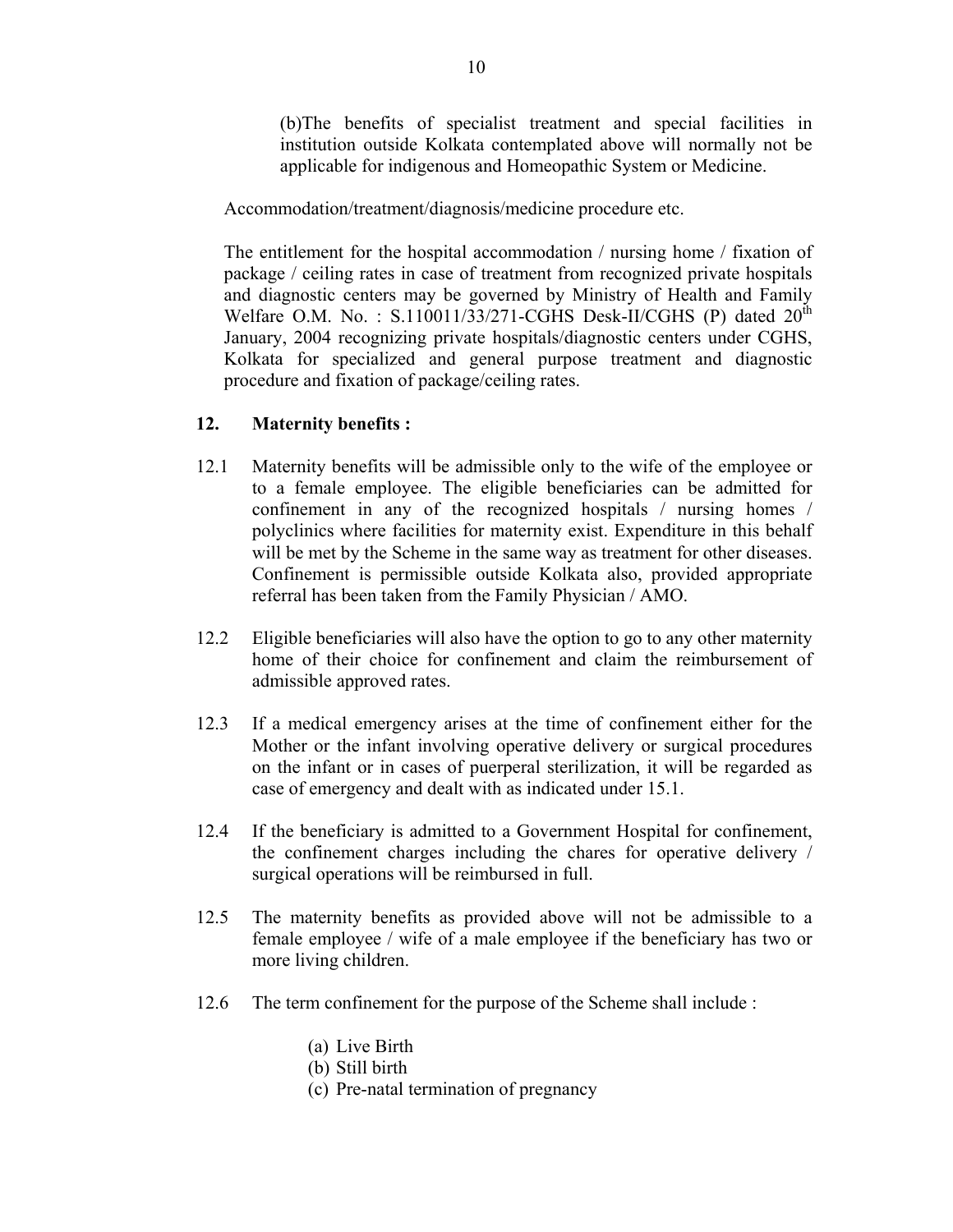(b)The benefits of specialist treatment and special facilities in institution outside Kolkata contemplated above will normally not be applicable for indigenous and Homeopathic System or Medicine.

Accommodation/treatment/diagnosis/medicine procedure etc.

The entitlement for the hospital accommodation / nursing home / fixation of package / ceiling rates in case of treatment from recognized private hospitals and diagnostic centers may be governed by Ministry of Health and Family Welfare O.M. No. : S.110011/33/271-CGHS Desk-II/CGHS (P) dated 20th January, 2004 recognizing private hospitals/diagnostic centers under CGHS, Kolkata for specialized and general purpose treatment and diagnostic procedure and fixation of package/ceiling rates.

## 12. Maternity benefits :

12.1 Maternity benefits will be admissible only to the wife of the employee or to a female employee. The eligible beneficiaries can be admitted for confinement in any of the recognized hospitals / nursing homes / polyclinics where facilities for maternity exist. Expenditure in this behalf will be met by the Scheme in the same way as treatment for other diseases. Confinement is permissible outside Kolkata also, provided appropriate referral has been taken from the Family Physician / AMO.

12.2 Eligible beneficiaries will also have the option to go to any other maternity home of their choice for confinement and claim the reimbursement of admissible approved rates.

12.3 If a medical emergency arises at the time of confinement either for the Mother or the infant involving operative delivery or surgical procedures on the infant or in cases of puerperal sterilization, it will be regarded as case of emergency and dealt with as indicated under 15.1.

12.4 If the beneficiary is admitted to a Government Hospital for confinement, the confinement charges including the chares for operative delivery / surgical operations will be reimbursed in full.

12.5 The maternity benefits as provided above will not be admissible to a female employee / wife of a male employee if the beneficiary has two or more living children.

12.6 The term confinement for the purpose of the Scheme shall include :

(a) Live Birth
(b) Still birth
(c) Pre-natal termination of pregnancy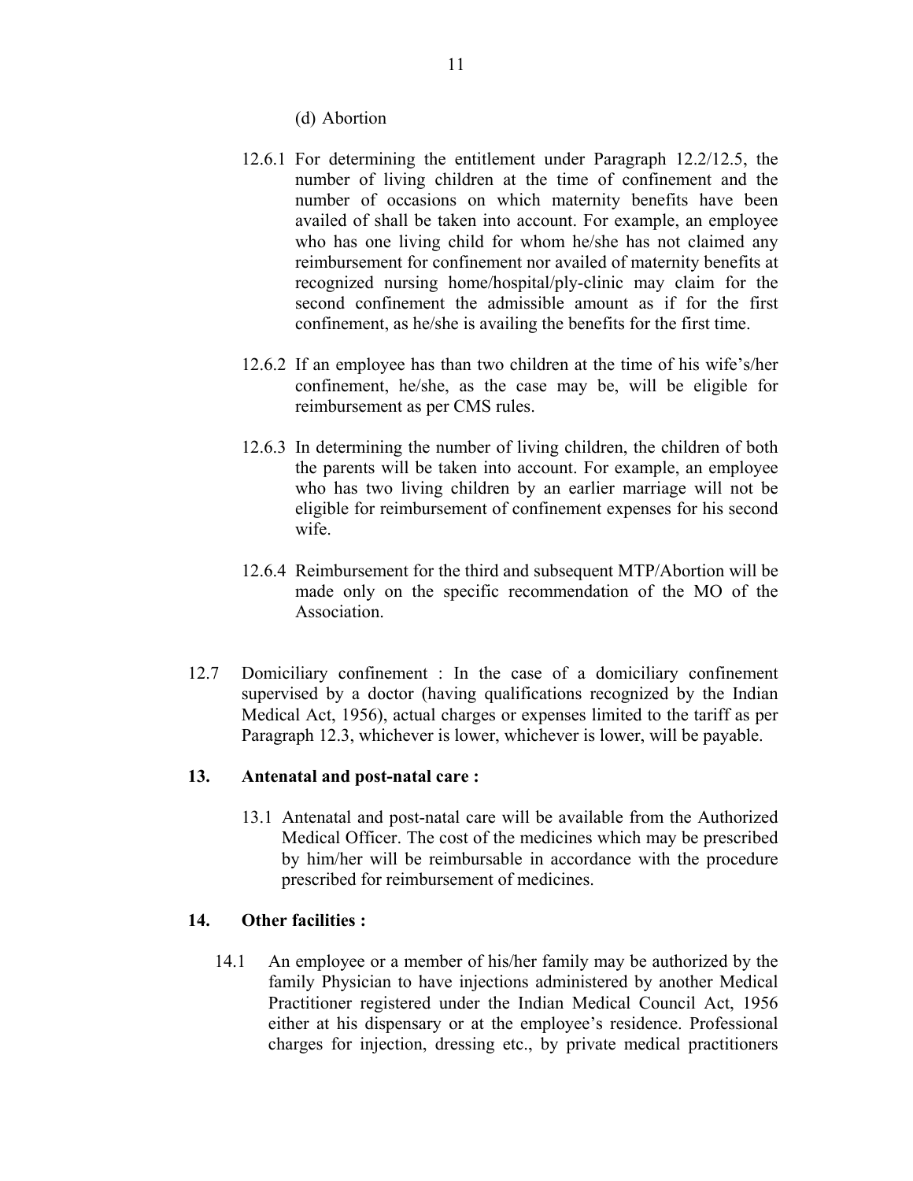(d) Abortion

12.6.1 For determining the entitlement under Paragraph 12.2/12.5, the number of living children at the time of confinement and the number of occasions on which maternity benefits have been availed of shall be taken into account. For example, an employee who has one living child for whom he/she has not claimed any reimbursement for confinement nor availed of maternity benefits at recognized nursing home/hospital/ply-clinic may claim for the second confinement the admissible amount as if for the first confinement, as he/she is availing the benefits for the first time.

12.6.2 If an employee has than two children at the time of his wife's/her confinement, he/she, as the case may be, will be eligible for reimbursement as per CMS rules.

12.6.3 In determining the number of living children, the children of both the parents will be taken into account. For example, an employee who has two living children by an earlier marriage will not be eligible for reimbursement of confinement expenses for his second wife.

12.6.4 Reimbursement for the third and subsequent MTP/Abortion will be made only on the specific recommendation of the MO of the Association.

12.7 Domiciliary confinement : In the case of a domiciliary confinement supervised by a doctor (having qualifications recognized by the Indian Medical Act, 1956), actual charges or expenses limited to the tariff as per Paragraph 12.3, whichever is lower, whichever is lower, will be payable.

**13. Antenatal and post-natal care :**

13.1 Antenatal and post-natal care will be available from the Authorized Medical Officer. The cost of the medicines which may be prescribed by him/her will be reimbursable in accordance with the procedure prescribed for reimbursement of medicines.

**14. Other facilities :**

14.1 An employee or a member of his/her family may be authorized by the family Physician to have injections administered by another Medical Practitioner registered under the Indian Medical Council Act, 1956 either at his dispensary or at the employee's residence. Professional charges for injection, dressing etc., by private medical practitioners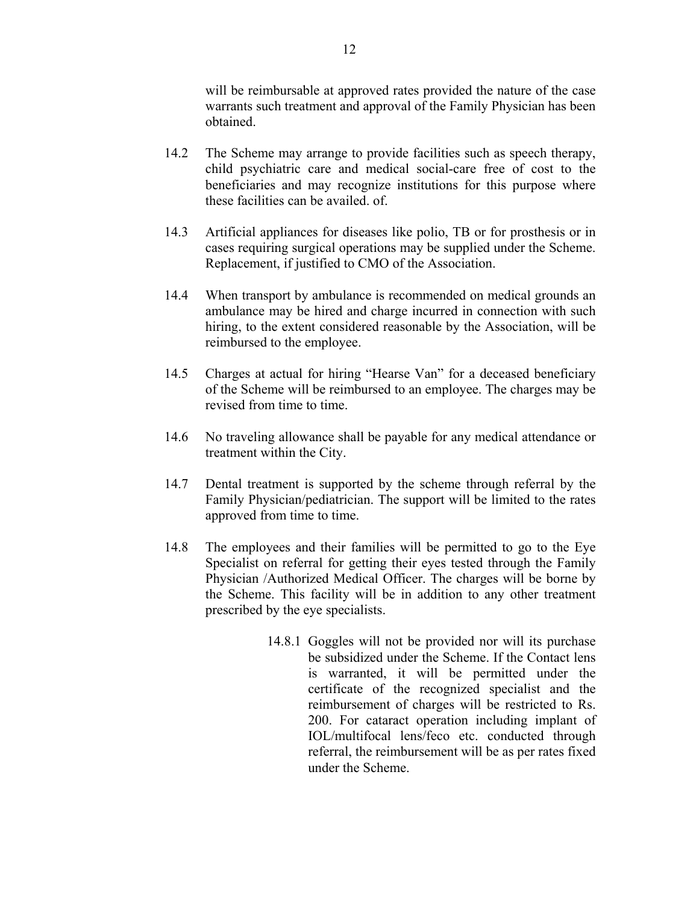will be reimbursable at approved rates provided the nature of the case warrants such treatment and approval of the Family Physician has been obtained.

14.2 The Scheme may arrange to provide facilities such as speech therapy, child psychiatric care and medical social-care free of cost to the beneficiaries and may recognize institutions for this purpose where these facilities can be availed. of.

14.3 Artificial appliances for diseases like polio, TB or for prosthesis or in cases requiring surgical operations may be supplied under the Scheme. Replacement, if justified to CMO of the Association.

14.4 When transport by ambulance is recommended on medical grounds an ambulance may be hired and charge incurred in connection with such hiring, to the extent considered reasonable by the Association, will be reimbursed to the employee.

14.5 Charges at actual for hiring "Hearse Van" for a deceased beneficiary of the Scheme will be reimbursed to an employee. The charges may be revised from time to time.

14.6 No traveling allowance shall be payable for any medical attendance or treatment within the City.

14.7 Dental treatment is supported by the scheme through referral by the Family Physician/pediatrician. The support will be limited to the rates approved from time to time.

14.8 The employees and their families will be permitted to go to the Eye Specialist on referral for getting their eyes tested through the Family Physician /Authorized Medical Officer. The charges will be borne by the Scheme. This facility will be in addition to any other treatment prescribed by the eye specialists.

14.8.1 Goggles will not be provided nor will its purchase be subsidized under the Scheme. If the Contact lens is warranted, it will be permitted under the certificate of the recognized specialist and the reimbursement of charges will be restricted to Rs. 200. For cataract operation including implant of IOL/multifocal lens/feco etc. conducted through referral, the reimbursement will be as per rates fixed under the Scheme.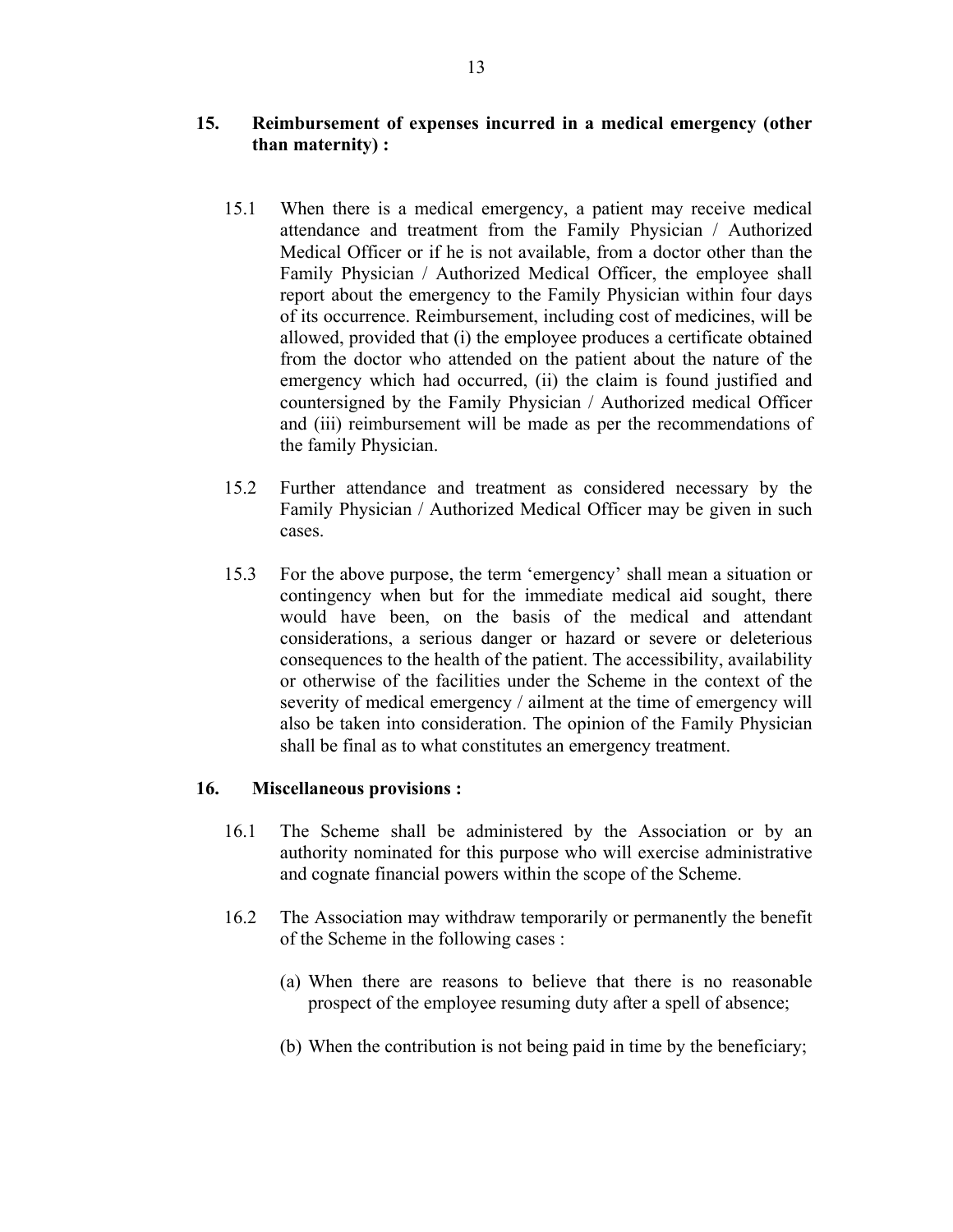## 15. Reimbursement of expenses incurred in a medical emergency (other than maternity) :

15.1 When there is a medical emergency, a patient may receive medical attendance and treatment from the Family Physician / Authorized Medical Officer or if he is not available, from a doctor other than the Family Physician / Authorized Medical Officer, the employee shall report about the emergency to the Family Physician within four days of its occurrence. Reimbursement, including cost of medicines, will be allowed, provided that (i) the employee produces a certificate obtained from the doctor who attended on the patient about the nature of the emergency which had occurred, (ii) the claim is found justified and countersigned by the Family Physician / Authorized medical Officer and (iii) reimbursement will be made as per the recommendations of the family Physician.

15.2 Further attendance and treatment as considered necessary by the Family Physician / Authorized Medical Officer may be given in such cases.

15.3 For the above purpose, the term 'emergency' shall mean a situation or contingency when but for the immediate medical aid sought, there would have been, on the basis of the medical and attendant considerations, a serious danger or hazard or severe or deleterious consequences to the health of the patient. The accessibility, availability or otherwise of the facilities under the Scheme in the context of the severity of medical emergency / ailment at the time of emergency will also be taken into consideration. The opinion of the Family Physician shall be final as to what constitutes an emergency treatment.

## 16. Miscellaneous provisions :

16.1 The Scheme shall be administered by the Association or by an authority nominated for this purpose who will exercise administrative and cognate financial powers within the scope of the Scheme.

16.2 The Association may withdraw temporarily or permanently the benefit of the Scheme in the following cases :

(a) When there are reasons to believe that there is no reasonable prospect of the employee resuming duty after a spell of absence;

(b) When the contribution is not being paid in time by the beneficiary;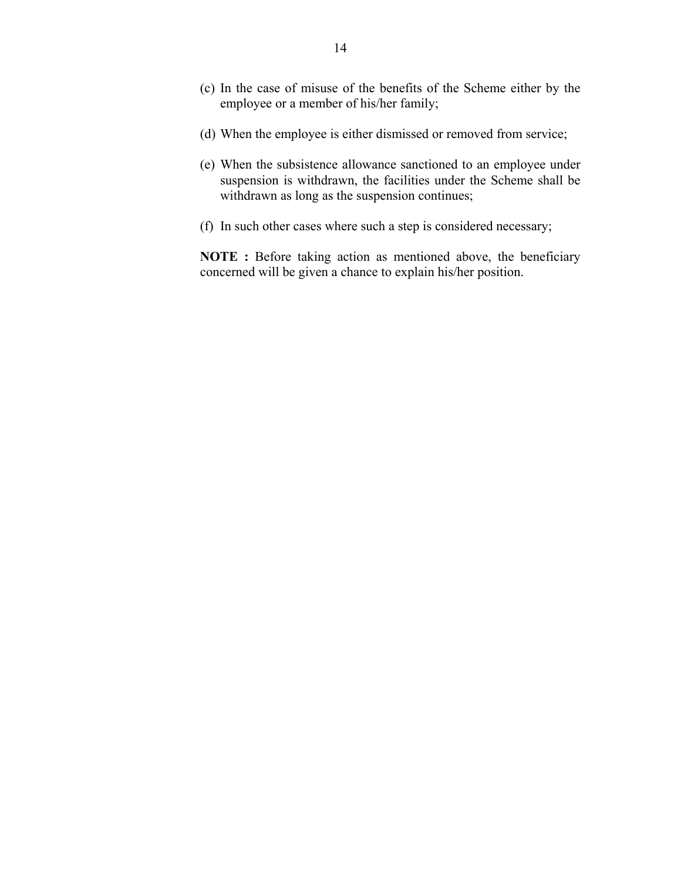(c) In the case of misuse of the benefits of the Scheme either by the employee or a member of his/her family;

(d) When the employee is either dismissed or removed from service;

(e) When the subsistence allowance sanctioned to an employee under suspension is withdrawn, the facilities under the Scheme shall be withdrawn as long as the suspension continues;

(f) In such other cases where such a step is considered necessary;

**NOTE :** Before taking action as mentioned above, the beneficiary concerned will be given a chance to explain his/her position.